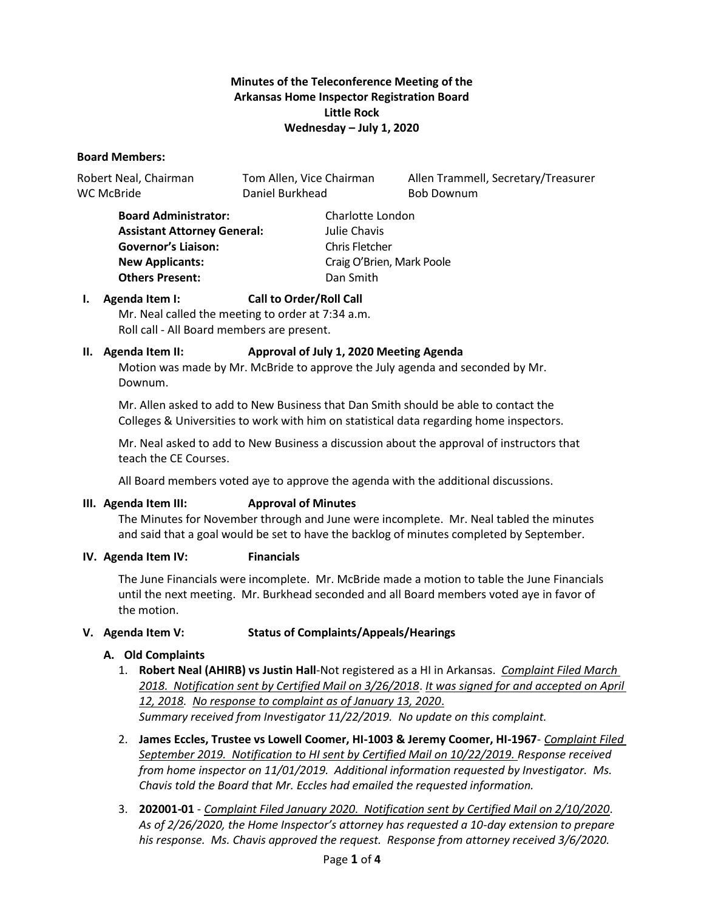**Minutes of the Teleconference Meeting of the**
**Arkansas Home Inspector Registration Board**
**Little Rock**
**Wednesday – July 1, 2020**

**Board Members:**

| | | |
|---|---|---|
| Robert Neal, Chairman | Tom Allen, Vice Chairman | Allen Trammell, Secretary/Treasurer |
| WC McBride | Daniel Burkhead | Bob Downum |

| | |
|---|---|
| **Board Administrator:** | Charlotte London |
| **Assistant Attorney General:** | Julie Chavis |
| **Governor's Liaison:** | Chris Fletcher |
| **New Applicants:** | Craig O'Brien, Mark Poole |
| **Others Present:** | Dan Smith |

**I. Agenda Item I: Call to Order/Roll Call**

Mr. Neal called the meeting to order at 7:34 a.m.
Roll call - All Board members are present.

**II. Agenda Item II: Approval of July 1, 2020 Meeting Agenda**

Motion was made by Mr. McBride to approve the July agenda and seconded by Mr. Downum.

Mr. Allen asked to add to New Business that Dan Smith should be able to contact the Colleges & Universities to work with him on statistical data regarding home inspectors.

Mr. Neal asked to add to New Business a discussion about the approval of instructors that teach the CE Courses.

All Board members voted aye to approve the agenda with the additional discussions.

**III. Agenda Item III: Approval of Minutes**

The Minutes for November through and June were incomplete. Mr. Neal tabled the minutes and said that a goal would be set to have the backlog of minutes completed by September.

**IV. Agenda Item IV: Financials**

The June Financials were incomplete. Mr. McBride made a motion to table the June Financials until the next meeting. Mr. Burkhead seconded and all Board members voted aye in favor of the motion.

**V. Agenda Item V: Status of Complaints/Appeals/Hearings**

**A. Old Complaints**

1. **Robert Neal (AHIRB) vs Justin Hall**-Not registered as a HI in Arkansas. *Complaint Filed March 2018. Notification sent by Certified Mail on 3/26/2018*. *It was signed for and accepted on April 12, 2018*. *No response to complaint as of January 13, 2020*.
   *Summary received from Investigator 11/22/2019. No update on this complaint.*

2. **James Eccles, Trustee vs Lowell Coomer, HI-1003 & Jeremy Coomer, HI-1967**- *Complaint Filed September 2019. Notification to HI sent by Certified Mail on 10/22/2019. Response received from home inspector on 11/01/2019. Additional information requested by Investigator. Ms. Chavis told the Board that Mr. Eccles had emailed the requested information.*

3. **202001-01** - *Complaint Filed January 2020. Notification sent by Certified Mail on 2/10/2020. As of 2/26/2020, the Home Inspector's attorney has requested a 10-day extension to prepare his response. Ms. Chavis approved the request. Response from attorney received 3/6/2020.*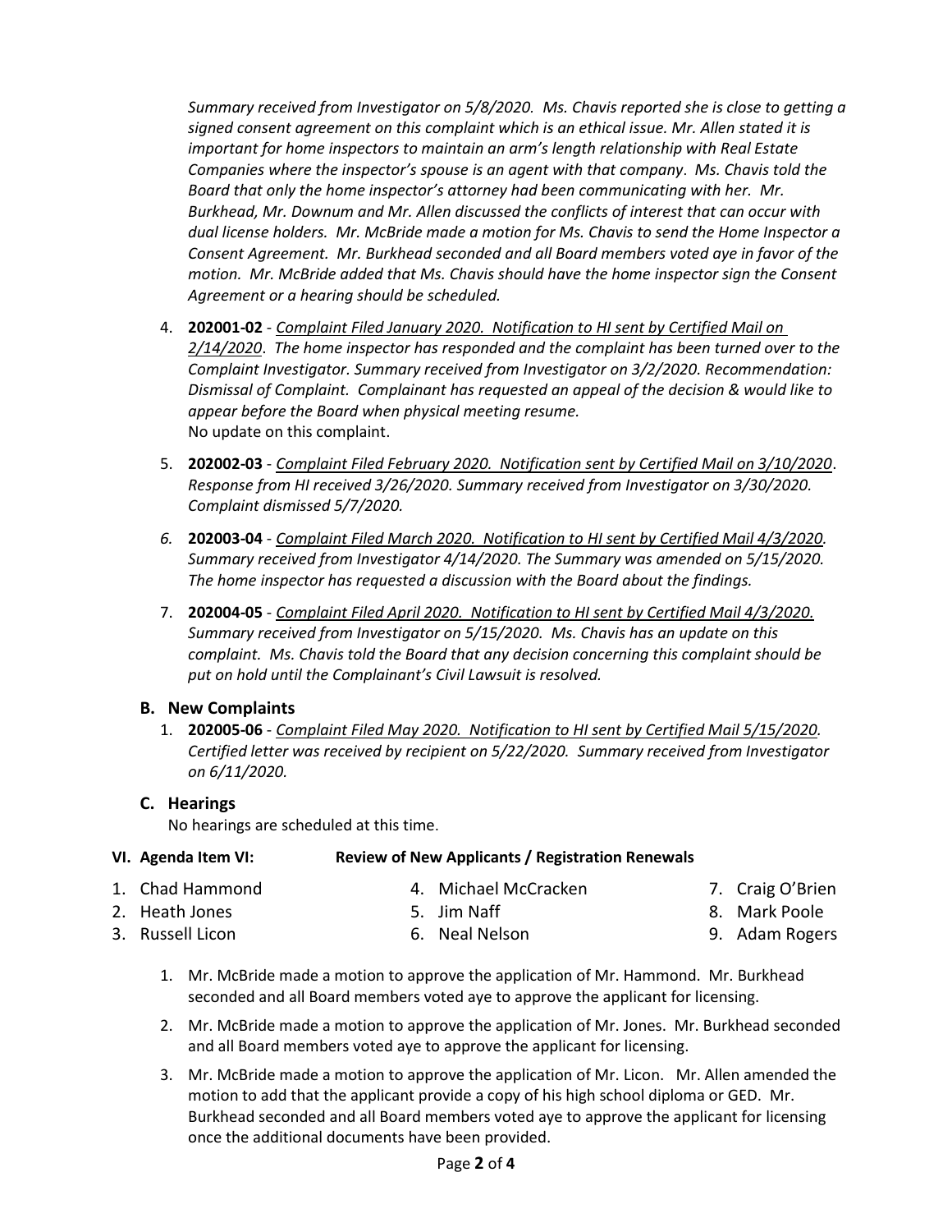*Summary received from Investigator on 5/8/2020. Ms. Chavis reported she is close to getting a signed consent agreement on this complaint which is an ethical issue. Mr. Allen stated it is important for home inspectors to maintain an arm's length relationship with Real Estate Companies where the inspector's spouse is an agent with that company. Ms. Chavis told the Board that only the home inspector's attorney had been communicating with her. Mr. Burkhead, Mr. Downum and Mr. Allen discussed the conflicts of interest that can occur with dual license holders. Mr. McBride made a motion for Ms. Chavis to send the Home Inspector a Consent Agreement. Mr. Burkhead seconded and all Board members voted aye in favor of the motion. Mr. McBride added that Ms. Chavis should have the home inspector sign the Consent Agreement or a hearing should be scheduled.*

4. **202001-02** - *<u>Complaint Filed January 2020. Notification to HI sent by Certified Mail on 2/14/2020</u>. The home inspector has responded and the complaint has been turned over to the Complaint Investigator. Summary received from Investigator on 3/2/2020. Recommendation: Dismissal of Complaint. Complainant has requested an appeal of the decision & would like to appear before the Board when physical meeting resume.*
   No update on this complaint.

5. **202002-03** - *<u>Complaint Filed February 2020. Notification sent by Certified Mail on 3/10/2020</u>. Response from HI received 3/26/2020. Summary received from Investigator on 3/30/2020. Complaint dismissed 5/7/2020.*

6. **202003-04** - *<u>Complaint Filed March 2020. Notification to HI sent by Certified Mail 4/3/2020.</u> Summary received from Investigator 4/14/2020. The Summary was amended on 5/15/2020. The home inspector has requested a discussion with the Board about the findings.*

7. **202004-05** - *<u>Complaint Filed April 2020. Notification to HI sent by Certified Mail 4/3/2020.</u> Summary received from Investigator on 5/15/2020. Ms. Chavis has an update on this complaint. Ms. Chavis told the Board that any decision concerning this complaint should be put on hold until the Complainant's Civil Lawsuit is resolved.*

### B. New Complaints

1. **202005-06** - *<u>Complaint Filed May 2020. Notification to HI sent by Certified Mail 5/15/2020.</u> Certified letter was received by recipient on 5/22/2020. Summary received from Investigator on 6/11/2020.*

### C. Hearings

No hearings are scheduled at this time.

## VI. Agenda Item VI: Review of New Applicants / Registration Renewals

1. Chad Hammond
2. Heath Jones
3. Russell Licon
4. Michael McCracken
5. Jim Naff
6. Neal Nelson
7. Craig O'Brien
8. Mark Poole
9. Adam Rogers

1. Mr. McBride made a motion to approve the application of Mr. Hammond. Mr. Burkhead seconded and all Board members voted aye to approve the applicant for licensing.
2. Mr. McBride made a motion to approve the application of Mr. Jones. Mr. Burkhead seconded and all Board members voted aye to approve the applicant for licensing.
3. Mr. McBride made a motion to approve the application of Mr. Licon. Mr. Allen amended the motion to add that the applicant provide a copy of his high school diploma or GED. Mr. Burkhead seconded and all Board members voted aye to approve the applicant for licensing once the additional documents have been provided.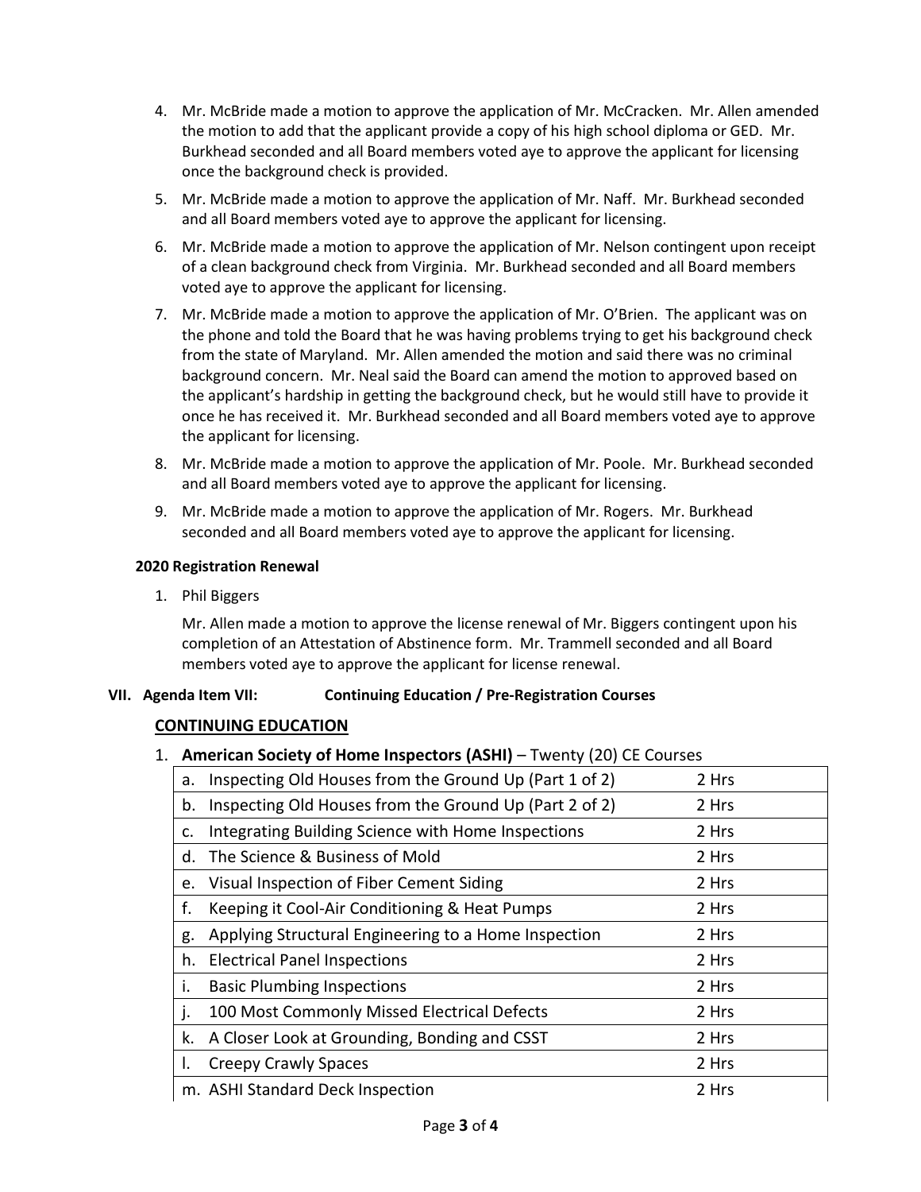4. Mr. McBride made a motion to approve the application of Mr. McCracken. Mr. Allen amended the motion to add that the applicant provide a copy of his high school diploma or GED. Mr. Burkhead seconded and all Board members voted aye to approve the applicant for licensing once the background check is provided.
5. Mr. McBride made a motion to approve the application of Mr. Naff. Mr. Burkhead seconded and all Board members voted aye to approve the applicant for licensing.
6. Mr. McBride made a motion to approve the application of Mr. Nelson contingent upon receipt of a clean background check from Virginia. Mr. Burkhead seconded and all Board members voted aye to approve the applicant for licensing.
7. Mr. McBride made a motion to approve the application of Mr. O'Brien. The applicant was on the phone and told the Board that he was having problems trying to get his background check from the state of Maryland. Mr. Allen amended the motion and said there was no criminal background concern. Mr. Neal said the Board can amend the motion to approved based on the applicant's hardship in getting the background check, but he would still have to provide it once he has received it. Mr. Burkhead seconded and all Board members voted aye to approve the applicant for licensing.
8. Mr. McBride made a motion to approve the application of Mr. Poole. Mr. Burkhead seconded and all Board members voted aye to approve the applicant for licensing.
9. Mr. McBride made a motion to approve the application of Mr. Rogers. Mr. Burkhead seconded and all Board members voted aye to approve the applicant for licensing.

**2020 Registration Renewal**

1. Phil Biggers

   Mr. Allen made a motion to approve the license renewal of Mr. Biggers contingent upon his completion of an Attestation of Abstinence form. Mr. Trammell seconded and all Board members voted aye to approve the applicant for license renewal.

## VII. Agenda Item VII: Continuing Education / Pre-Registration Courses

### CONTINUING EDUCATION

1. **American Society of Home Inspectors (ASHI)** – Twenty (20) CE Courses

| Course | Hours |
|---|---|
| a. Inspecting Old Houses from the Ground Up (Part 1 of 2) | 2 Hrs |
| b. Inspecting Old Houses from the Ground Up (Part 2 of 2) | 2 Hrs |
| c. Integrating Building Science with Home Inspections | 2 Hrs |
| d. The Science & Business of Mold | 2 Hrs |
| e. Visual Inspection of Fiber Cement Siding | 2 Hrs |
| f. Keeping it Cool-Air Conditioning & Heat Pumps | 2 Hrs |
| g. Applying Structural Engineering to a Home Inspection | 2 Hrs |
| h. Electrical Panel Inspections | 2 Hrs |
| i. Basic Plumbing Inspections | 2 Hrs |
| j. 100 Most Commonly Missed Electrical Defects | 2 Hrs |
| k. A Closer Look at Grounding, Bonding and CSST | 2 Hrs |
| l. Creepy Crawly Spaces | 2 Hrs |
| m. ASHI Standard Deck Inspection | 2 Hrs |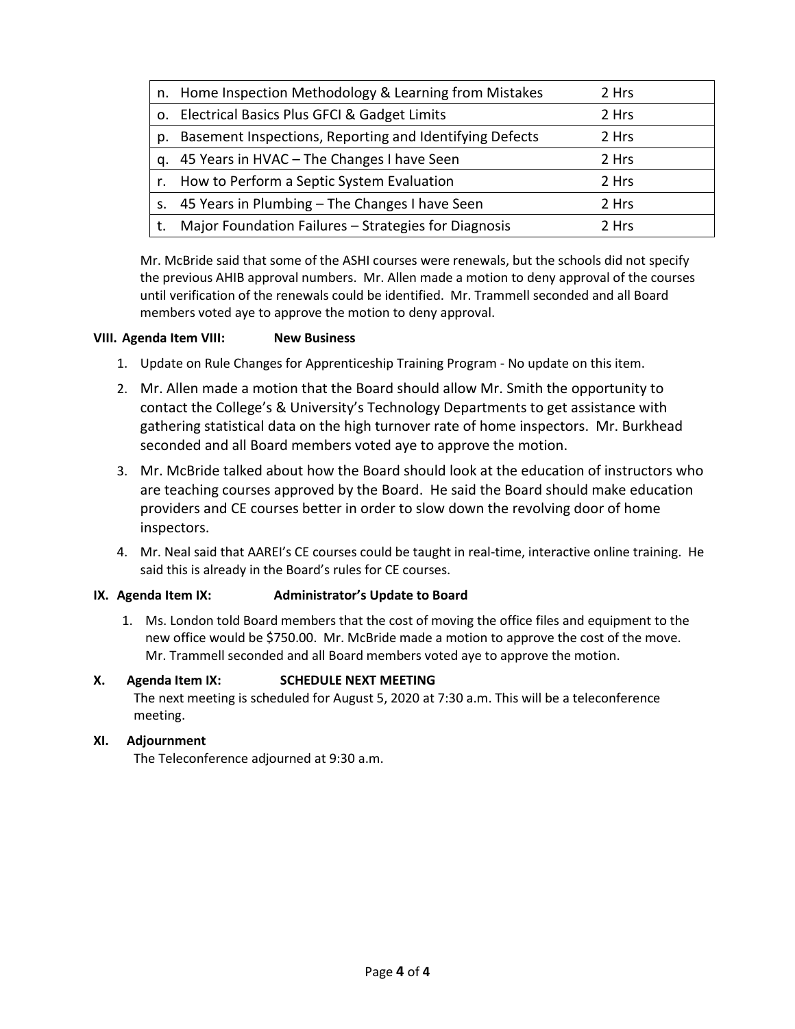| | |
|---|---|
| n. Home Inspection Methodology & Learning from Mistakes | 2 Hrs |
| o. Electrical Basics Plus GFCI & Gadget Limits | 2 Hrs |
| p. Basement Inspections, Reporting and Identifying Defects | 2 Hrs |
| q. 45 Years in HVAC – The Changes I have Seen | 2 Hrs |
| r. How to Perform a Septic System Evaluation | 2 Hrs |
| s. 45 Years in Plumbing – The Changes I have Seen | 2 Hrs |
| t. Major Foundation Failures – Strategies for Diagnosis | 2 Hrs |

Mr. McBride said that some of the ASHI courses were renewals, but the schools did not specify the previous AHIB approval numbers. Mr. Allen made a motion to deny approval of the courses until verification of the renewals could be identified. Mr. Trammell seconded and all Board members voted aye to approve the motion to deny approval.

**VIII. Agenda Item VIII: New Business**

1. Update on Rule Changes for Apprenticeship Training Program - No update on this item.
2. Mr. Allen made a motion that the Board should allow Mr. Smith the opportunity to contact the College's & University's Technology Departments to get assistance with gathering statistical data on the high turnover rate of home inspectors. Mr. Burkhead seconded and all Board members voted aye to approve the motion.
3. Mr. McBride talked about how the Board should look at the education of instructors who are teaching courses approved by the Board. He said the Board should make education providers and CE courses better in order to slow down the revolving door of home inspectors.
4. Mr. Neal said that AAREI's CE courses could be taught in real-time, interactive online training. He said this is already in the Board's rules for CE courses.

**IX. Agenda Item IX: Administrator's Update to Board**

1. Ms. London told Board members that the cost of moving the office files and equipment to the new office would be $750.00. Mr. McBride made a motion to approve the cost of the move. Mr. Trammell seconded and all Board members voted aye to approve the motion.

**X. Agenda Item IX: SCHEDULE NEXT MEETING**

The next meeting is scheduled for August 5, 2020 at 7:30 a.m. This will be a teleconference meeting.

**XI. Adjournment**

The Teleconference adjourned at 9:30 a.m.